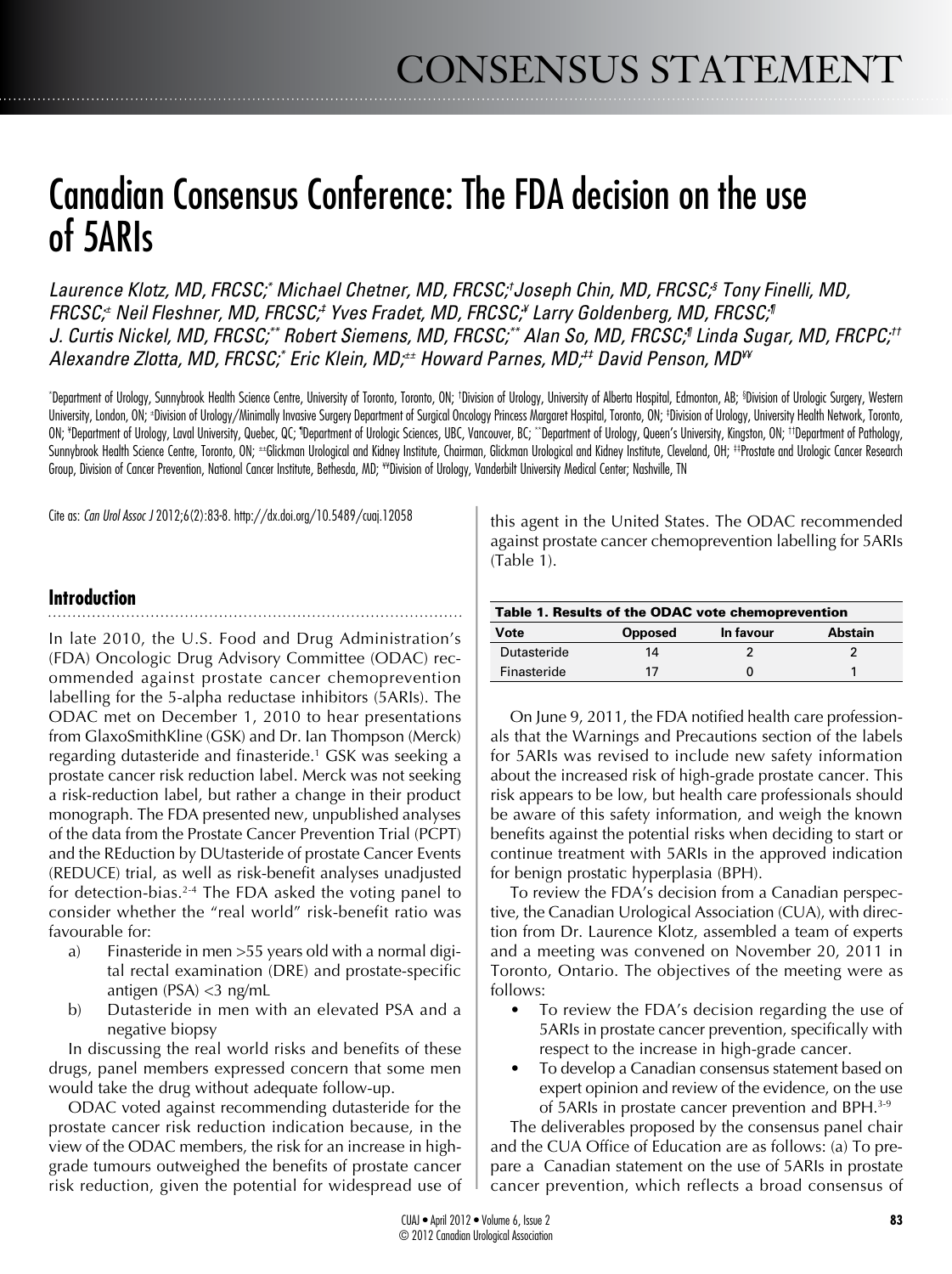# Canadian Consensus Conference: The FDA decision on the use of 5ARIs

*Laurence Klotz, MD, FRCSC;[*] Michael Chetner, MD, FRCSC;[†] Joseph Chin, MD, FRCSC;[§] Tony Finelli, MD, FRCSC;[±] Neil Fleshner, MD, FRCSC;[‡] Yves Fradet, MD, FRCSC;[¥] Larry Goldenberg, MD, FRCSC;[¶] J. Curtis Nickel, MD, FRCSC;[**] Robert Siemens, MD, FRCSC;[**] Alan So, MD, FRCSC;[¶] Linda Sugar, MD, FRCPC;[††] Alexandre Zlotta, MD, FRCSC;[*] Eric Klein, MD;[±±] Howard Parnes, MD;[‡‡] David Penson, MD[¥¥]*

[*]Department of Urology, Sunnybrook Health Science Centre, University of Toronto, Toronto, ON; [†]Division of Urology, University of Alberta Hospital, Edmonton, AB; [§]Division of Urologic Surgery, Western University, London, ON; [±]Division of Urology/Minimally Invasive Surgery Department of Surgical Oncology Princess Margaret Hospital, Toronto, ON; [‡]Division of Urology, University Health Network, Toronto, ON; [¥]Department of Urology, Laval University, Quebec, QC; [¶]Department of Urologic Sciences, UBC, Vancouver, BC; [**]Department of Urology, Queen's University, Kingston, ON; [††]Department of Pathology, Sunnybrook Health Science Centre, Toronto, ON; [±±]Glickman Urological and Kidney Institute, Chairman, Glickman Urological and Kidney Institute, Cleveland, OH; [‡‡]Prostate and Urologic Cancer Research Group, Division of Cancer Prevention, National Cancer Institute, Bethesda, MD; [¥¥]Division of Urology, Vanderbilt University Medical Center; Nashville, TN

Cite as: *Can Urol Assoc J* 2012;6(2):83-8. http://dx.doi.org/10.5489/cuaj.12058

## Introduction

In late 2010, the U.S. Food and Drug Administration's (FDA) Oncologic Drug Advisory Committee (ODAC) recommended against prostate cancer chemoprevention labelling for the 5-alpha reductase inhibitors (5ARIs). The ODAC met on December 1, 2010 to hear presentations from GlaxoSmithKline (GSK) and Dr. Ian Thompson (Merck) regarding dutasteride and finasteride.[1] GSK was seeking a prostate cancer risk reduction label. Merck was not seeking a risk-reduction label, but rather a change in their product monograph. The FDA presented new, unpublished analyses of the data from the Prostate Cancer Prevention Trial (PCPT) and the REduction by DUtasteride of prostate Cancer Events (REDUCE) trial, as well as risk-benefit analyses unadjusted for detection-bias.[2-4] The FDA asked the voting panel to consider whether the "real world" risk-benefit ratio was favourable for:

a) Finasteride in men >55 years old with a normal digital rectal examination (DRE) and prostate-specific antigen (PSA) <3 ng/mL
b) Dutasteride in men with an elevated PSA and a negative biopsy

In discussing the real world risks and benefits of these drugs, panel members expressed concern that some men would take the drug without adequate follow-up.

ODAC voted against recommending dutasteride for the prostate cancer risk reduction indication because, in the view of the ODAC members, the risk for an increase in high-grade tumours outweighed the benefits of prostate cancer risk reduction, given the potential for widespread use of this agent in the United States. The ODAC recommended against prostate cancer chemoprevention labelling for 5ARIs (Table 1).

**Table 1. Results of the ODAC vote chemoprevention**

| Vote | Opposed | In favour | Abstain |
|---|---|---|---|
| Dutasteride | 14 | 2 | 2 |
| Finasteride | 17 | 0 | 1 |

On June 9, 2011, the FDA notified health care professionals that the Warnings and Precautions section of the labels for 5ARIs was revised to include new safety information about the increased risk of high-grade prostate cancer. This risk appears to be low, but health care professionals should be aware of this safety information, and weigh the known benefits against the potential risks when deciding to start or continue treatment with 5ARIs in the approved indication for benign prostatic hyperplasia (BPH).

To review the FDA's decision from a Canadian perspective, the Canadian Urological Association (CUA), with direction from Dr. Laurence Klotz, assembled a team of experts and a meeting was convened on November 20, 2011 in Toronto, Ontario. The objectives of the meeting were as follows:

- To review the FDA's decision regarding the use of 5ARIs in prostate cancer prevention, specifically with respect to the increase in high-grade cancer.
- To develop a Canadian consensus statement based on expert opinion and review of the evidence, on the use of 5ARIs in prostate cancer prevention and BPH.[3-9]

The deliverables proposed by the consensus panel chair and the CUA Office of Education are as follows: (a) To prepare a Canadian statement on the use of 5ARIs in prostate cancer prevention, which reflects a broad consensus of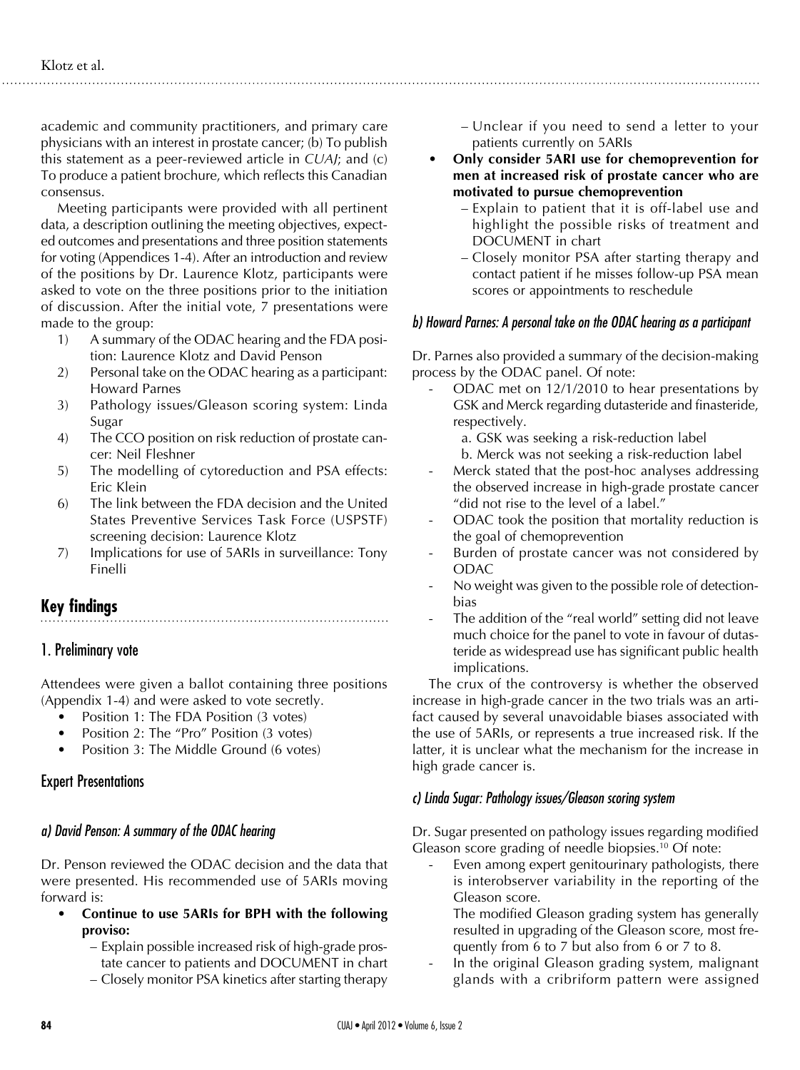academic and community practitioners, and primary care physicians with an interest in prostate cancer; (b) To publish this statement as a peer-reviewed article in *CUAJ*; and (c) To produce a patient brochure, which reflects this Canadian consensus.

Meeting participants were provided with all pertinent data, a description outlining the meeting objectives, expected outcomes and presentations and three position statements for voting (Appendices 1-4). After an introduction and review of the positions by Dr. Laurence Klotz, participants were asked to vote on the three positions prior to the initiation of discussion. After the initial vote, 7 presentations were made to the group:

1) A summary of the ODAC hearing and the FDA position: Laurence Klotz and David Penson
2) Personal take on the ODAC hearing as a participant: Howard Parnes
3) Pathology issues/Gleason scoring system: Linda Sugar
4) The CCO position on risk reduction of prostate cancer: Neil Fleshner
5) The modelling of cytoreduction and PSA effects: Eric Klein
6) The link between the FDA decision and the United States Preventive Services Task Force (USPSTF) screening decision: Laurence Klotz
7) Implications for use of 5ARIs in surveillance: Tony Finelli

## Key findings

### 1. Preliminary vote

Attendees were given a ballot containing three positions (Appendix 1-4) and were asked to vote secretly.

- Position 1: The FDA Position (3 votes)
- Position 2: The "Pro" Position (3 votes)
- Position 3: The Middle Ground (6 votes)

### Expert Presentations

#### *a) David Penson: A summary of the ODAC hearing*

Dr. Penson reviewed the ODAC decision and the data that were presented. His recommended use of 5ARIs moving forward is:

- **Continue to use 5ARIs for BPH with the following proviso:**
  - Explain possible increased risk of high-grade prostate cancer to patients and DOCUMENT in chart
  - Closely monitor PSA kinetics after starting therapy
  - Unclear if you need to send a letter to your patients currently on 5ARIs
- **Only consider 5ARI use for chemoprevention for men at increased risk of prostate cancer who are motivated to pursue chemoprevention**
  - Explain to patient that it is off-label use and highlight the possible risks of treatment and DOCUMENT in chart
  - Closely monitor PSA after starting therapy and contact patient if he misses follow-up PSA mean scores or appointments to reschedule

#### *b) Howard Parnes: A personal take on the ODAC hearing as a participant*

Dr. Parnes also provided a summary of the decision-making process by the ODAC panel. Of note:

- ODAC met on 12/1/2010 to hear presentations by GSK and Merck regarding dutasteride and finasteride, respectively.
  a. GSK was seeking a risk-reduction label
  b. Merck was not seeking a risk-reduction label
- Merck stated that the post-hoc analyses addressing the observed increase in high-grade prostate cancer "did not rise to the level of a label."
- ODAC took the position that mortality reduction is the goal of chemoprevention
- Burden of prostate cancer was not considered by ODAC
- No weight was given to the possible role of detection-bias
- The addition of the "real world" setting did not leave much choice for the panel to vote in favour of dutasteride as widespread use has significant public health implications.

The crux of the controversy is whether the observed increase in high-grade cancer in the two trials was an artifact caused by several unavoidable biases associated with the use of 5ARIs, or represents a true increased risk. If the latter, it is unclear what the mechanism for the increase in high grade cancer is.

#### *c) Linda Sugar: Pathology issues/Gleason scoring system*

Dr. Sugar presented on pathology issues regarding modified Gleason score grading of needle biopsies.[10] Of note:

- Even among expert genitourinary pathologists, there is interobserver variability in the reporting of the Gleason score.
  The modified Gleason grading system has generally resulted in upgrading of the Gleason score, most frequently from 6 to 7 but also from 6 or 7 to 8.
- In the original Gleason grading system, malignant glands with a cribriform pattern were assigned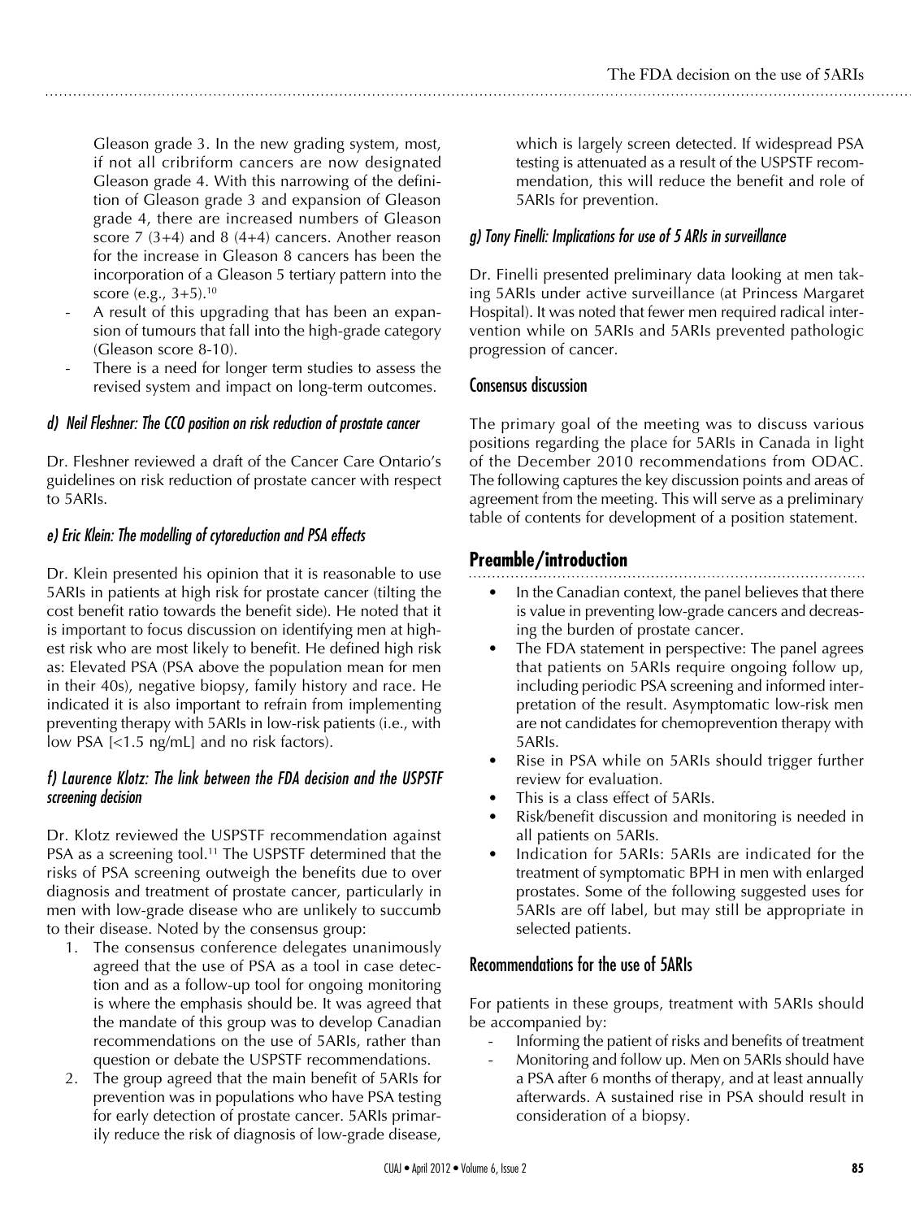Gleason grade 3. In the new grading system, most, if not all cribriform cancers are now designated Gleason grade 4. With this narrowing of the definition of Gleason grade 3 and expansion of Gleason grade 4, there are increased numbers of Gleason score 7 (3+4) and 8 (4+4) cancers. Another reason for the increase in Gleason 8 cancers has been the incorporation of a Gleason 5 tertiary pattern into the score (e.g., 3+5).[10]

- A result of this upgrading that has been an expansion of tumours that fall into the high-grade category (Gleason score 8-10).
- There is a need for longer term studies to assess the revised system and impact on long-term outcomes.

### *d) Neil Fleshner: The CCO position on risk reduction of prostate cancer*

Dr. Fleshner reviewed a draft of the Cancer Care Ontario's guidelines on risk reduction of prostate cancer with respect to 5ARIs.

### *e) Eric Klein: The modelling of cytoreduction and PSA effects*

Dr. Klein presented his opinion that it is reasonable to use 5ARIs in patients at high risk for prostate cancer (tilting the cost benefit ratio towards the benefit side). He noted that it is important to focus discussion on identifying men at highest risk who are most likely to benefit. He defined high risk as: Elevated PSA (PSA above the population mean for men in their 40s), negative biopsy, family history and race. He indicated it is also important to refrain from implementing preventing therapy with 5ARIs in low-risk patients (i.e., with low PSA [<1.5 ng/mL] and no risk factors).

### *f) Laurence Klotz: The link between the FDA decision and the USPSTF screening decision*

Dr. Klotz reviewed the USPSTF recommendation against PSA as a screening tool.[11] The USPSTF determined that the risks of PSA screening outweigh the benefits due to over diagnosis and treatment of prostate cancer, particularly in men with low-grade disease who are unlikely to succumb to their disease. Noted by the consensus group:

1. The consensus conference delegates unanimously agreed that the use of PSA as a tool in case detection and as a follow-up tool for ongoing monitoring is where the emphasis should be. It was agreed that the mandate of this group was to develop Canadian recommendations on the use of 5ARIs, rather than question or debate the USPSTF recommendations.
2. The group agreed that the main benefit of 5ARIs for prevention was in populations who have PSA testing for early detection of prostate cancer. 5ARIs primarily reduce the risk of diagnosis of low-grade disease, which is largely screen detected. If widespread PSA testing is attenuated as a result of the USPSTF recommendation, this will reduce the benefit and role of 5ARIs for prevention.

### *g) Tony Finelli: Implications for use of 5 ARIs in surveillance*

Dr. Finelli presented preliminary data looking at men taking 5ARIs under active surveillance (at Princess Margaret Hospital). It was noted that fewer men required radical intervention while on 5ARIs and 5ARIs prevented pathologic progression of cancer.

### Consensus discussion

The primary goal of the meeting was to discuss various positions regarding the place for 5ARIs in Canada in light of the December 2010 recommendations from ODAC. The following captures the key discussion points and areas of agreement from the meeting. This will serve as a preliminary table of contents for development of a position statement.

## Preamble/introduction

- In the Canadian context, the panel believes that there is value in preventing low-grade cancers and decreasing the burden of prostate cancer.
- The FDA statement in perspective: The panel agrees that patients on 5ARIs require ongoing follow up, including periodic PSA screening and informed interpretation of the result. Asymptomatic low-risk men are not candidates for chemoprevention therapy with 5ARIs.
- Rise in PSA while on 5ARIs should trigger further review for evaluation.
- This is a class effect of 5ARIs.
- Risk/benefit discussion and monitoring is needed in all patients on 5ARIs.
- Indication for 5ARIs: 5ARIs are indicated for the treatment of symptomatic BPH in men with enlarged prostates. Some of the following suggested uses for 5ARIs are off label, but may still be appropriate in selected patients.

### Recommendations for the use of 5ARIs

For patients in these groups, treatment with 5ARIs should be accompanied by:

- Informing the patient of risks and benefits of treatment
- Monitoring and follow up. Men on 5ARIs should have a PSA after 6 months of therapy, and at least annually afterwards. A sustained rise in PSA should result in consideration of a biopsy.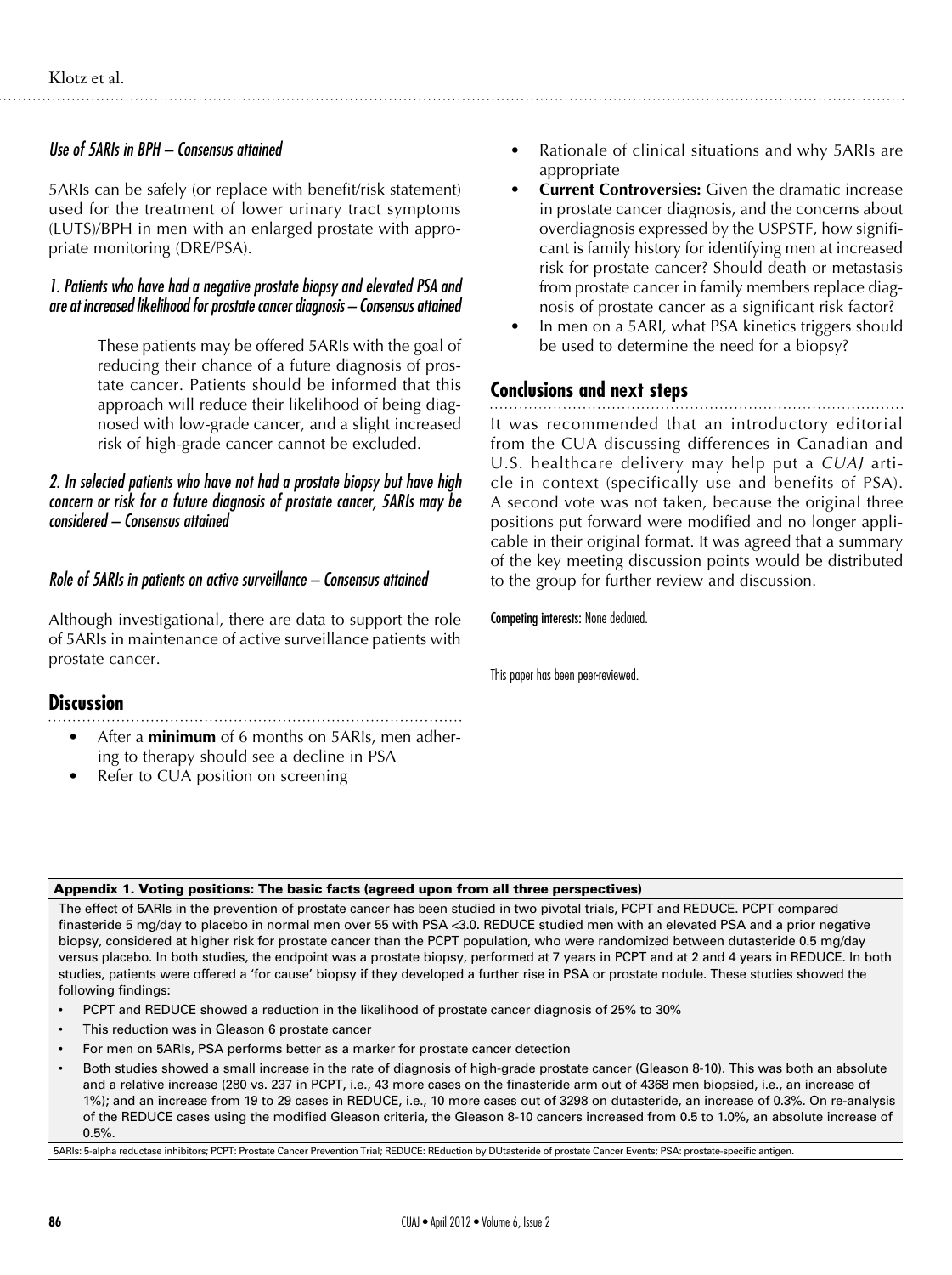*Use of 5ARIs in BPH – Consensus attained*

5ARIs can be safely (or replace with benefit/risk statement) used for the treatment of lower urinary tract symptoms (LUTS)/BPH in men with an enlarged prostate with appropriate monitoring (DRE/PSA).

*1. Patients who have had a negative prostate biopsy and elevated PSA and are at increased likelihood for prostate cancer diagnosis – Consensus attained*

> These patients may be offered 5ARIs with the goal of reducing their chance of a future diagnosis of prostate cancer. Patients should be informed that this approach will reduce their likelihood of being diagnosed with low-grade cancer, and a slight increased risk of high-grade cancer cannot be excluded.

*2. In selected patients who have not had a prostate biopsy but have high concern or risk for a future diagnosis of prostate cancer, 5ARIs may be considered – Consensus attained*

*Role of 5ARIs in patients on active surveillance – Consensus attained*

Although investigational, there are data to support the role of 5ARIs in maintenance of active surveillance patients with prostate cancer.

## Discussion

- After a **minimum** of 6 months on 5ARIs, men adhering to therapy should see a decline in PSA
- Refer to CUA position on screening
- Rationale of clinical situations and why 5ARIs are appropriate
- **Current Controversies:** Given the dramatic increase in prostate cancer diagnosis, and the concerns about overdiagnosis expressed by the USPSTF, how significant is family history for identifying men at increased risk for prostate cancer? Should death or metastasis from prostate cancer in family members replace diagnosis of prostate cancer as a significant risk factor?
- In men on a 5ARI, what PSA kinetics triggers should be used to determine the need for a biopsy?

## Conclusions and next steps

It was recommended that an introductory editorial from the CUA discussing differences in Canadian and U.S. healthcare delivery may help put a *CUAJ* article in context (specifically use and benefits of PSA). A second vote was not taken, because the original three positions put forward were modified and no longer applicable in their original format. It was agreed that a summary of the key meeting discussion points would be distributed to the group for further review and discussion.

Competing interests: None declared.

This paper has been peer-reviewed.

**Appendix 1. Voting positions: The basic facts (agreed upon from all three perspectives)**

The effect of 5ARIs in the prevention of prostate cancer has been studied in two pivotal trials, PCPT and REDUCE. PCPT compared finasteride 5 mg/day to placebo in normal men over 55 with PSA <3.0. REDUCE studied men with an elevated PSA and a prior negative biopsy, considered at higher risk for prostate cancer than the PCPT population, who were randomized between dutasteride 0.5 mg/day versus placebo. In both studies, the endpoint was a prostate biopsy, performed at 7 years in PCPT and at 2 and 4 years in REDUCE. In both studies, patients were offered a 'for cause' biopsy if they developed a further rise in PSA or prostate nodule. These studies showed the following findings:

- PCPT and REDUCE showed a reduction in the likelihood of prostate cancer diagnosis of 25% to 30%
- This reduction was in Gleason 6 prostate cancer
- For men on 5ARIs, PSA performs better as a marker for prostate cancer detection
- Both studies showed a small increase in the rate of diagnosis of high-grade prostate cancer (Gleason 8-10). This was both an absolute and a relative increase (280 vs. 237 in PCPT, i.e., 43 more cases on the finasteride arm out of 4368 men biopsied, i.e., an increase of 1%); and an increase from 19 to 29 cases in REDUCE, i.e., 10 more cases out of 3298 on dutasteride, an increase of 0.3%. On re-analysis of the REDUCE cases using the modified Gleason criteria, the Gleason 8-10 cancers increased from 0.5 to 1.0%, an absolute increase of 0.5%.

5ARIs: 5-alpha reductase inhibitors; PCPT: Prostate Cancer Prevention Trial; REDUCE: REduction by DUtasteride of prostate Cancer Events; PSA: prostate-specific antigen.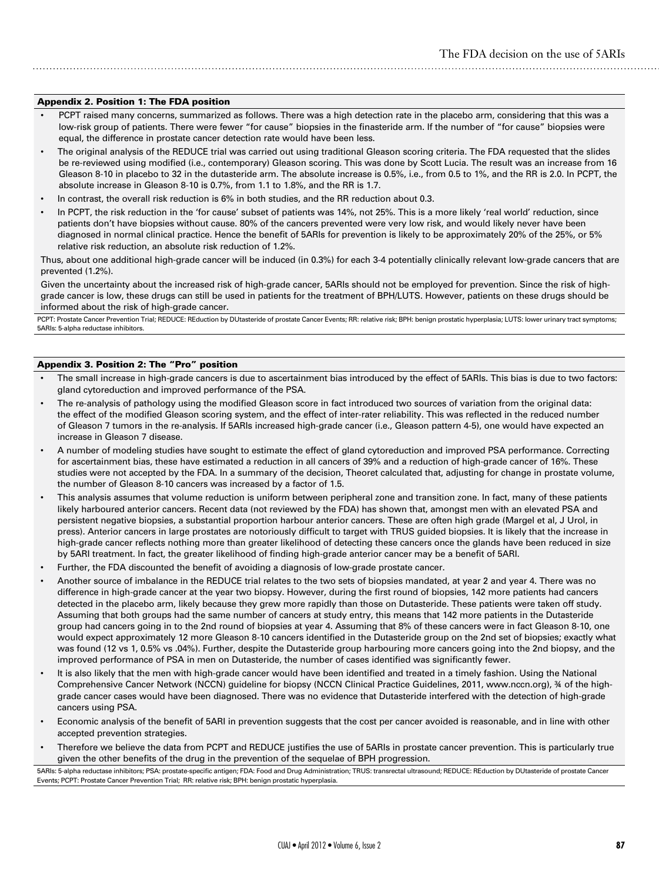### Appendix 2. Position 1: The FDA position

- PCPT raised many concerns, summarized as follows. There was a high detection rate in the placebo arm, considering that this was a low-risk group of patients. There were fewer "for cause" biopsies in the finasteride arm. If the number of "for cause" biopsies were equal, the difference in prostate cancer detection rate would have been less.
- The original analysis of the REDUCE trial was carried out using traditional Gleason scoring criteria. The FDA requested that the slides be re-reviewed using modified (i.e., contemporary) Gleason scoring. This was done by Scott Lucia. The result was an increase from 16 Gleason 8-10 in placebo to 32 in the dutasteride arm. The absolute increase is 0.5%, i.e., from 0.5 to 1%, and the RR is 2.0. In PCPT, the absolute increase in Gleason 8-10 is 0.7%, from 1.1 to 1.8%, and the RR is 1.7.
- In contrast, the overall risk reduction is 6% in both studies, and the RR reduction about 0.3.
- In PCPT, the risk reduction in the 'for cause' subset of patients was 14%, not 25%. This is a more likely 'real world' reduction, since patients don't have biopsies without cause. 80% of the cancers prevented were very low risk, and would likely never have been diagnosed in normal clinical practice. Hence the benefit of 5ARIs for prevention is likely to be approximately 20% of the 25%, or 5% relative risk reduction, an absolute risk reduction of 1.2%.

Thus, about one additional high-grade cancer will be induced (in 0.3%) for each 3-4 potentially clinically relevant low-grade cancers that are prevented (1.2%).

Given the uncertainty about the increased risk of high-grade cancer, 5ARIs should not be employed for prevention. Since the risk of high-grade cancer is low, these drugs can still be used in patients for the treatment of BPH/LUTS. However, patients on these drugs should be informed about the risk of high-grade cancer.

PCPT: Prostate Cancer Prevention Trial; REDUCE: REduction by DUtasteride of prostate Cancer Events; RR: relative risk; BPH: benign prostatic hyperplasia; LUTS: lower urinary tract symptoms; 5ARIs: 5-alpha reductase inhibitors.

### Appendix 3. Position 2: The "Pro" position

- The small increase in high-grade cancers is due to ascertainment bias introduced by the effect of 5ARIs. This bias is due to two factors: gland cytoreduction and improved performance of the PSA.
- The re-analysis of pathology using the modified Gleason score in fact introduced two sources of variation from the original data: the effect of the modified Gleason scoring system, and the effect of inter-rater reliability. This was reflected in the reduced number of Gleason 7 tumors in the re-analysis. If 5ARIs increased high-grade cancer (i.e., Gleason pattern 4-5), one would have expected an increase in Gleason 7 disease.
- A number of modeling studies have sought to estimate the effect of gland cytoreduction and improved PSA performance. Correcting for ascertainment bias, these have estimated a reduction in all cancers of 39% and a reduction of high-grade cancer of 16%. These studies were not accepted by the FDA. In a summary of the decision, Theoret calculated that, adjusting for change in prostate volume, the number of Gleason 8-10 cancers was increased by a factor of 1.5.
- This analysis assumes that volume reduction is uniform between peripheral zone and transition zone. In fact, many of these patients likely harboured anterior cancers. Recent data (not reviewed by the FDA) has shown that, amongst men with an elevated PSA and persistent negative biopsies, a substantial proportion harbour anterior cancers. These are often high grade (Margel et al, J Urol, in press). Anterior cancers in large prostates are notoriously difficult to target with TRUS guided biopsies. It is likely that the increase in high-grade cancer reflects nothing more than greater likelihood of detecting these cancers once the glands have been reduced in size by 5ARI treatment. In fact, the greater likelihood of finding high-grade anterior cancer may be a benefit of 5ARI.
- Further, the FDA discounted the benefit of avoiding a diagnosis of low-grade prostate cancer.
- Another source of imbalance in the REDUCE trial relates to the two sets of biopsies mandated, at year 2 and year 4. There was no difference in high-grade cancer at the year two biopsy. However, during the first round of biopsies, 142 more patients had cancers detected in the placebo arm, likely because they grew more rapidly than those on Dutasteride. These patients were taken off study. Assuming that both groups had the same number of cancers at study entry, this means that 142 more patients in the Dutasteride group had cancers going in to the 2nd round of biopsies at year 4. Assuming that 8% of these cancers were in fact Gleason 8-10, one would expect approximately 12 more Gleason 8-10 cancers identified in the Dutasteride group on the 2nd set of biopsies; exactly what was found (12 vs 1, 0.5% vs .04%). Further, despite the Dutasteride group harbouring more cancers going into the 2nd biopsy, and the improved performance of PSA in men on Dutasteride, the number of cases identified was significantly fewer.
- It is also likely that the men with high-grade cancer would have been identified and treated in a timely fashion. Using the National Comprehensive Cancer Network (NCCN) guideline for biopsy (NCCN Clinical Practice Guidelines, 2011, www.nccn.org), ¾ of the high-grade cancer cases would have been diagnosed. There was no evidence that Dutasteride interfered with the detection of high-grade cancers using PSA.
- Economic analysis of the benefit of 5ARI in prevention suggests that the cost per cancer avoided is reasonable, and in line with other accepted prevention strategies.
- Therefore we believe the data from PCPT and REDUCE justifies the use of 5ARIs in prostate cancer prevention. This is particularly true given the other benefits of the drug in the prevention of the sequelae of BPH progression.

5ARIs: 5-alpha reductase inhibitors; PSA: prostate-specific antigen; FDA: Food and Drug Administration; TRUS: transrectal ultrasound; REDUCE: REduction by DUtasteride of prostate Cancer Events; PCPT: Prostate Cancer Prevention Trial; RR: relative risk; BPH: benign prostatic hyperplasia.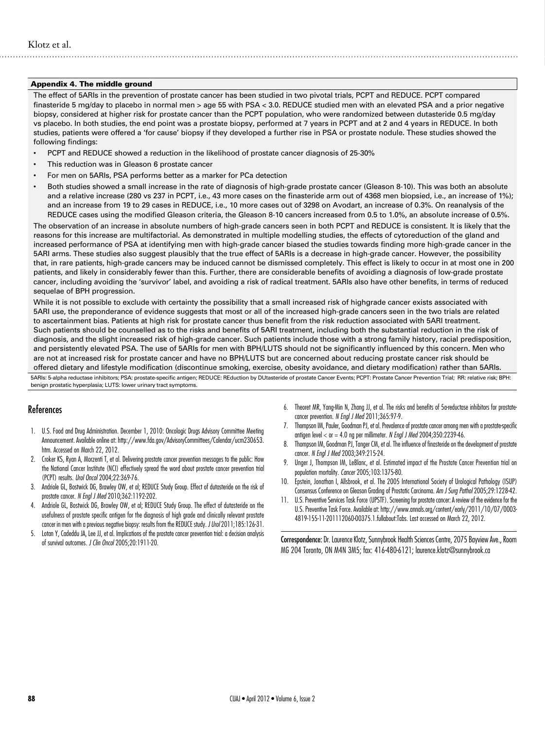**Appendix 4. The middle ground**

The effect of 5ARIs in the prevention of prostate cancer has been studied in two pivotal trials, PCPT and REDUCE. PCPT compared finasteride 5 mg/day to placebo in normal men > age 55 with PSA < 3.0. REDUCE studied men with an elevated PSA and a prior negative biopsy, considered at higher risk for prostate cancer than the PCPT population, who were randomized between dutasteride 0.5 mg/day vs placebo. In both studies, the end point was a prostate biopsy, performed at 7 years in PCPT and at 2 and 4 years in REDUCE. In both studies, patients were offered a 'for cause' biopsy if they developed a further rise in PSA or prostate nodule. These studies showed the following findings:

- PCPT and REDUCE showed a reduction in the likelihood of prostate cancer diagnosis of 25-30%
- This reduction was in Gleason 6 prostate cancer
- For men on 5ARIs, PSA performs better as a marker for PCa detection
- Both studies showed a small increase in the rate of diagnosis of high-grade prostate cancer (Gleason 8-10). This was both an absolute and a relative increase (280 vs 237 in PCPT, i.e., 43 more cases on the finasteride arm out of 4368 men biopsied, i.e., an increase of 1%); and an increase from 19 to 29 cases in REDUCE, i.e., 10 more cases out of 3298 on Avodart, an increase of 0.3%. On reanalysis of the REDUCE cases using the modified Gleason criteria, the Gleason 8-10 cancers increased from 0.5 to 1.0%, an absolute increase of 0.5%.

The observation of an increase in absolute numbers of high-grade cancers seen in both PCPT and REDUCE is consistent. It is likely that the reasons for this increase are multifactorial. As demonstrated in multiple modelling studies, the effects of cytoreduction of the gland and increased performance of PSA at identifying men with high-grade cancer biased the studies towards finding more high-grade cancer in the 5ARI arms. These studies also suggest plausibly that the true effect of 5ARIs is a decrease in high-grade cancer. However, the possibility that, in rare patients, high-grade cancers may be induced cannot be dismissed completely. This effect is likely to occur in at most one in 200 patients, and likely in considerably fewer than this. Further, there are considerable benefits of avoiding a diagnosis of low-grade prostate cancer, including avoiding the 'survivor' label, and avoiding a risk of radical treatment. 5ARIs also have other benefits, in terms of reduced sequelae of BPH progression.

While it is not possible to exclude with certainty the possibility that a small increased risk of highgrade cancer exists associated with 5ARI use, the preponderance of evidence suggests that most or all of the increased high-grade cancers seen in the two trials are related to ascertainment bias. Patients at high risk for prostate cancer thus benefit from the risk reduction associated with 5ARI treatment. Such patients should be counselled as to the risks and benefits of 5ARI treatment, including both the substantial reduction in the risk of diagnosis, and the slight increased risk of high-grade cancer. Such patients include those with a strong family history, racial predisposition, and persistently elevated PSA. The use of 5ARIs for men with BPH/LUTS should not be significantly influenced by this concern. Men who are not at increased risk for prostate cancer and have no BPH/LUTS but are concerned about reducing prostate cancer risk should be offered dietary and lifestyle modification (discontinue smoking, exercise, obesity avoidance, and dietary modification) rather than 5ARIs.

5ARIs: 5-alpha reductase inhibitors; PSA: prostate-specific antigen; REDUCE: REduction by DUtasteride of prostate Cancer Events; PCPT: Prostate Cancer Prevention Trial; RR: relative risk; BPH: benign prostatic hyperplasia; LUTS: lower urinary tract symptoms.

## References

1. U.S. Food and Drug Administration. December 1, 2010: Oncologic Drugs Advisory Committee Meeting Announcement. Available online at: http://www.fda.gov/AdvisoryCommittees/Calendar/ucm230653.htm. Accessed on March 22, 2012.
2. Croker KS, Ryan A, Morzenti T, et al. Delivering prostate cancer prevention messages to the public: How the National Cancer Institute (NCI) effectively spread the word about prostate cancer prevention trial (PCPT) results. *Urol Oncol* 2004;22:369-76.
3. Andriole GL, Bostwick DG, Brawley OW, et al; REDUCE Study Group. Effect of dutasteride on the risk of prostate cancer. *N Engl J Med* 2010;362:1192-202.
4. Andriole GL, Bostwick DG, Brawley OW, et al; REDUCE Study Group. The effect of dutasteride on the usefulness of prostate specific antigen for the diagnosis of high grade and clinically relevant prostate cancer in men with a previous negative biopsy: results from the REDUCE study. *J Urol* 2011;185:126-31.
5. Lotan Y, Cadeddu JA, Lee JJ, et al. Implications of the prostate cancer prevention trial: a decision analysis of survival outcomes. *J Clin Oncol* 2005;20:1911-20.
6. Theoret MR, Yang-Min N, Zhang JJ, et al. The risks and benefits of 5α-reductase inhibitors for prostate-cancer prevention. *N Engl J Med* 2011;365:97-9.
7. Thompson IM, Pauler, Goodman PJ, et al. Prevalence of prostate cancer among men with a prostate-specific antigen level < or = 4.0 ng per millimeter. *N Engl J Med* 2004;350:2239-46.
8. Thompson IM, Goodman PJ, Tanger CM, et al. The influence of finasteride on the development of prostate cancer. *N Engl J Med* 2003;349:215-24.
9. Unger J, Thompson IM, LeBlanc, et al. Estimated impact of the Prostate Cancer Prevention trial on population mortality. *Cancer* 2005;103:1375-80.
10. Epstein, Jonathan I, Allsbrook, et al. The 2005 International Society of Urological Pathology (ISUP) Consensus Conference on Gleason Grading of Prostatic Carcinoma. *Am J Surg Pathol* 2005;29:1228-42.
11. U.S. Preventive Services Task Force (UPSTF). Screening for prostate cancer: A review of the evidence for the U.S. Preventive Task Force. Available at: http://www.annals.org/content/early/2011/10/07/0003-4819-155-11-201112060-00375.1.fullabout:Tabs. Last accessed on March 22, 2012.

**Correspondence:** Dr. Laurence Klotz, Sunnybrook Health Sciences Centre, 2075 Bayview Ave., Room MG 204 Toronto, ON M4N 3M5; fax: 416-480-6121; laurence.klotz@sunnybrook.ca